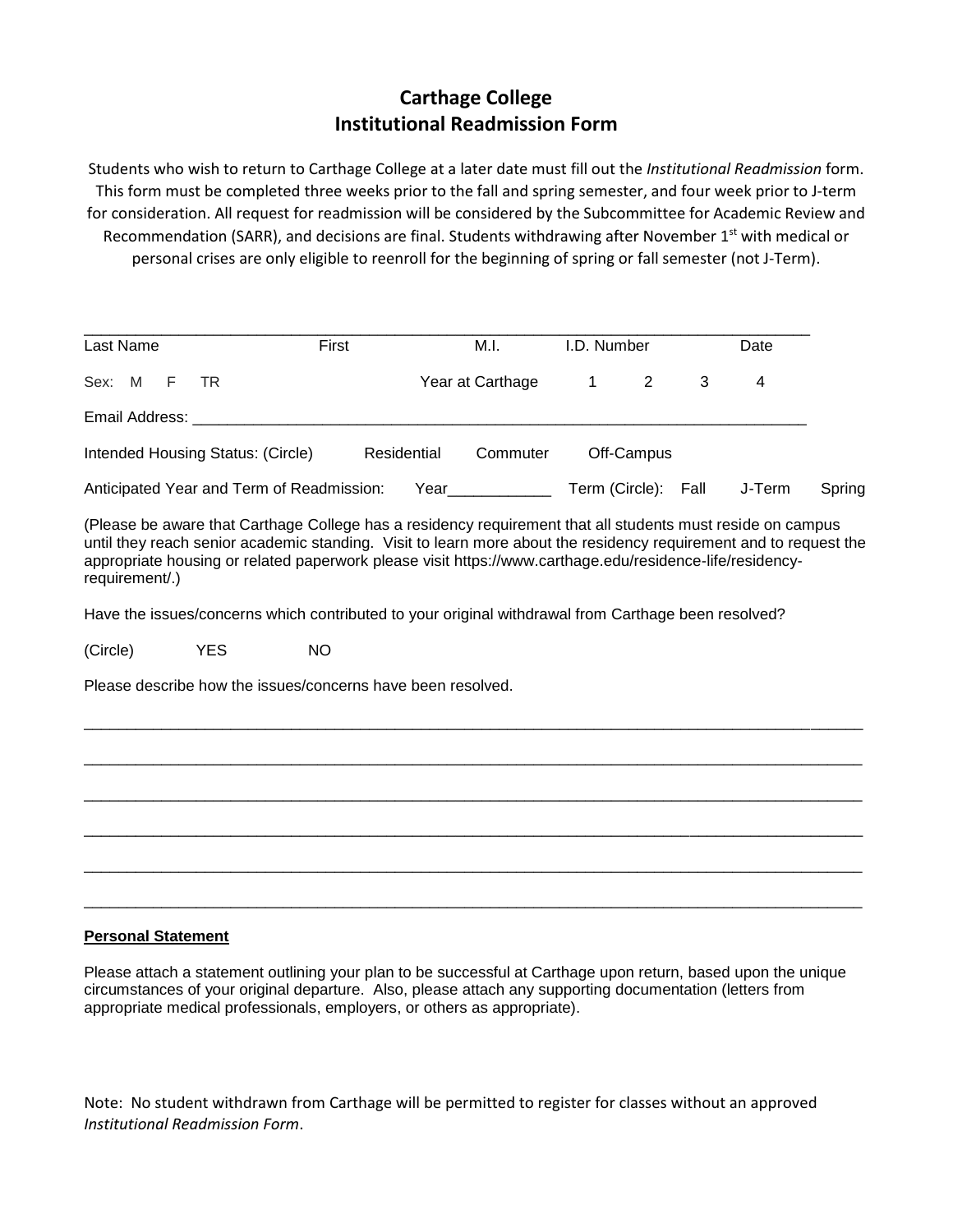# Carthage College
## Institutional Readmission Form

Students who wish to return to Carthage College at a later date must fill out the *Institutional Readmission* form. This form must be completed three weeks prior to the fall and spring semester, and four week prior to J-term for consideration. All request for readmission will be considered by the Subcommittee for Academic Review and Recommendation (SARR), and decisions are final. Students withdrawing after November 1st with medical or personal crises are only eligible to reenroll for the beginning of spring or fall semester (not J-Term).

___________________________________________________________________________________

Last Name First M.I. I.D. Number Date

Sex: M F TR Year at Carthage 1 2 3 4

Email Address: ___________________________________________________________________________

Intended Housing Status: (Circle) Residential Commuter Off-Campus

Anticipated Year and Term of Readmission: Year____________ Term (Circle): Fall J-Term Spring

(Please be aware that Carthage College has a residency requirement that all students must reside on campus until they reach senior academic standing. Visit to learn more about the residency requirement and to request the appropriate housing or related paperwork please visit https://www.carthage.edu/residence-life/residency-requirement/.)

Have the issues/concerns which contributed to your original withdrawal from Carthage been resolved?

(Circle) YES NO

Please describe how the issues/concerns have been resolved.

_____________________________________________________________________________________

_____________________________________________________________________________________

_____________________________________________________________________________________

_____________________________________________________________________________________

_____________________________________________________________________________________

_____________________________________________________________________________________

**Personal Statement**

Please attach a statement outlining your plan to be successful at Carthage upon return, based upon the unique circumstances of your original departure. Also, please attach any supporting documentation (letters from appropriate medical professionals, employers, or others as appropriate).

Note: No student withdrawn from Carthage will be permitted to register for classes without an approved *Institutional Readmission Form*.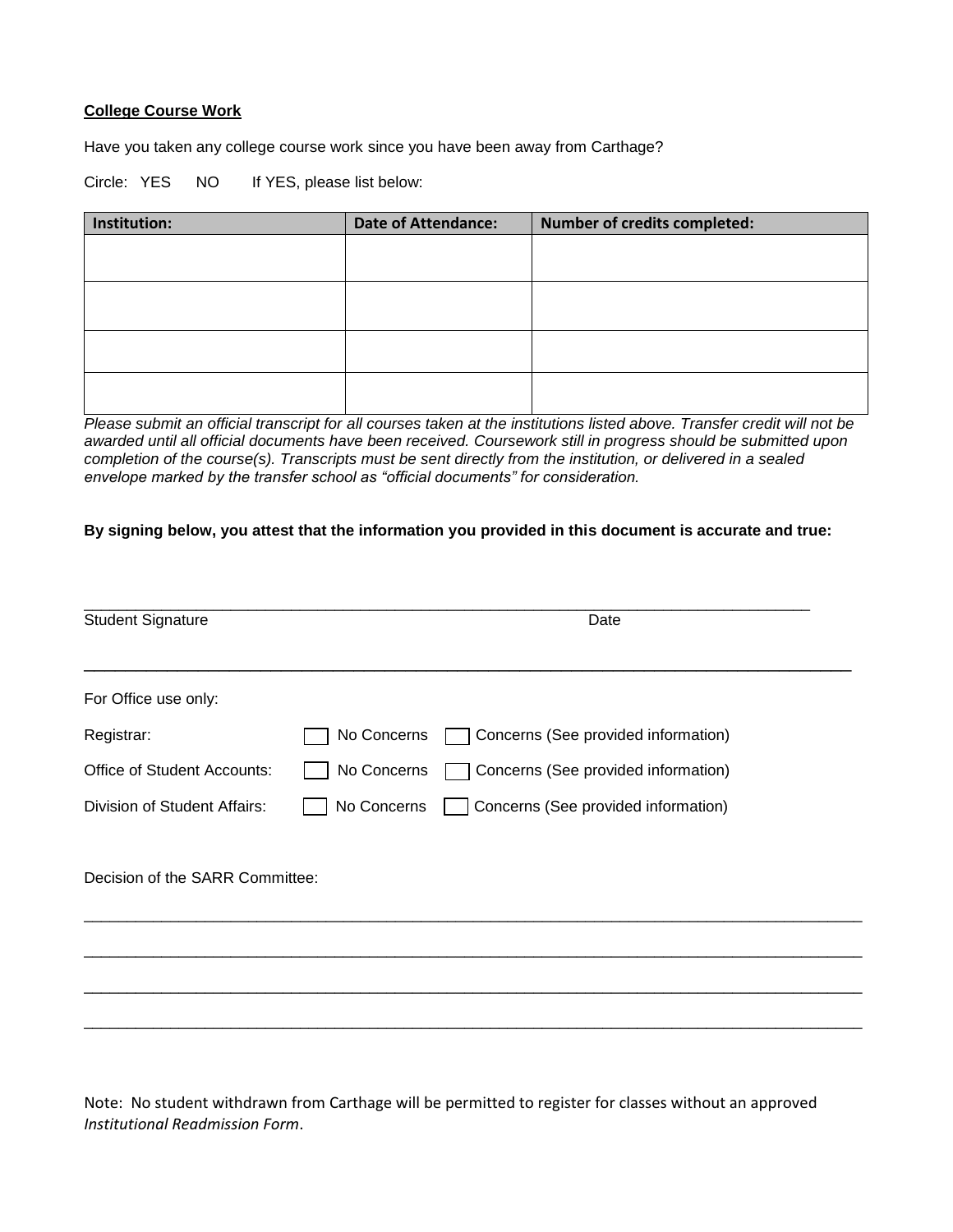**College Course Work**

Have you taken any college course work since you have been away from Carthage?

Circle: YES NO If YES, please list below:

| Institution: | Date of Attendance: | Number of credits completed: |
|---|---|---|
| | | |
| | | |
| | | |
| | | |

*Please submit an official transcript for all courses taken at the institutions listed above. Transfer credit will not be awarded until all official documents have been received. Coursework still in progress should be submitted upon completion of the course(s). Transcripts must be sent directly from the institution, or delivered in a sealed envelope marked by the transfer school as "official documents" for consideration.*

**By signing below, you attest that the information you provided in this document is accurate and true:**

\_\_\_\_\_\_\_\_\_\_\_\_\_\_\_\_\_\_\_\_\_\_\_\_\_\_\_\_\_\_\_\_\_\_\_\_\_\_\_\_\_\_\_\_\_\_\_\_\_\_\_\_\_\_\_\_\_\_\_\_\_\_\_\_\_\_\_\_\_\_\_\_

Student Signature Date

For Office use only:

Registrar: ☐ No Concerns ☐ Concerns (See provided information)

Office of Student Accounts: ☐ No Concerns ☐ Concerns (See provided information)

Division of Student Affairs: ☐ No Concerns ☐ Concerns (See provided information)

Decision of the SARR Committee:

\_\_\_\_\_\_\_\_\_\_\_\_\_\_\_\_\_\_\_\_\_\_\_\_\_\_\_\_\_\_\_\_\_\_\_\_\_\_\_\_\_\_\_\_\_\_\_\_\_\_\_\_\_\_\_\_\_\_\_\_\_\_\_\_\_\_\_\_\_\_\_\_

\_\_\_\_\_\_\_\_\_\_\_\_\_\_\_\_\_\_\_\_\_\_\_\_\_\_\_\_\_\_\_\_\_\_\_\_\_\_\_\_\_\_\_\_\_\_\_\_\_\_\_\_\_\_\_\_\_\_\_\_\_\_\_\_\_\_\_\_\_\_\_\_

\_\_\_\_\_\_\_\_\_\_\_\_\_\_\_\_\_\_\_\_\_\_\_\_\_\_\_\_\_\_\_\_\_\_\_\_\_\_\_\_\_\_\_\_\_\_\_\_\_\_\_\_\_\_\_\_\_\_\_\_\_\_\_\_\_\_\_\_\_\_\_\_

\_\_\_\_\_\_\_\_\_\_\_\_\_\_\_\_\_\_\_\_\_\_\_\_\_\_\_\_\_\_\_\_\_\_\_\_\_\_\_\_\_\_\_\_\_\_\_\_\_\_\_\_\_\_\_\_\_\_\_\_\_\_\_\_\_\_\_\_\_\_\_\_

Note: No student withdrawn from Carthage will be permitted to register for classes without an approved *Institutional Readmission Form*.